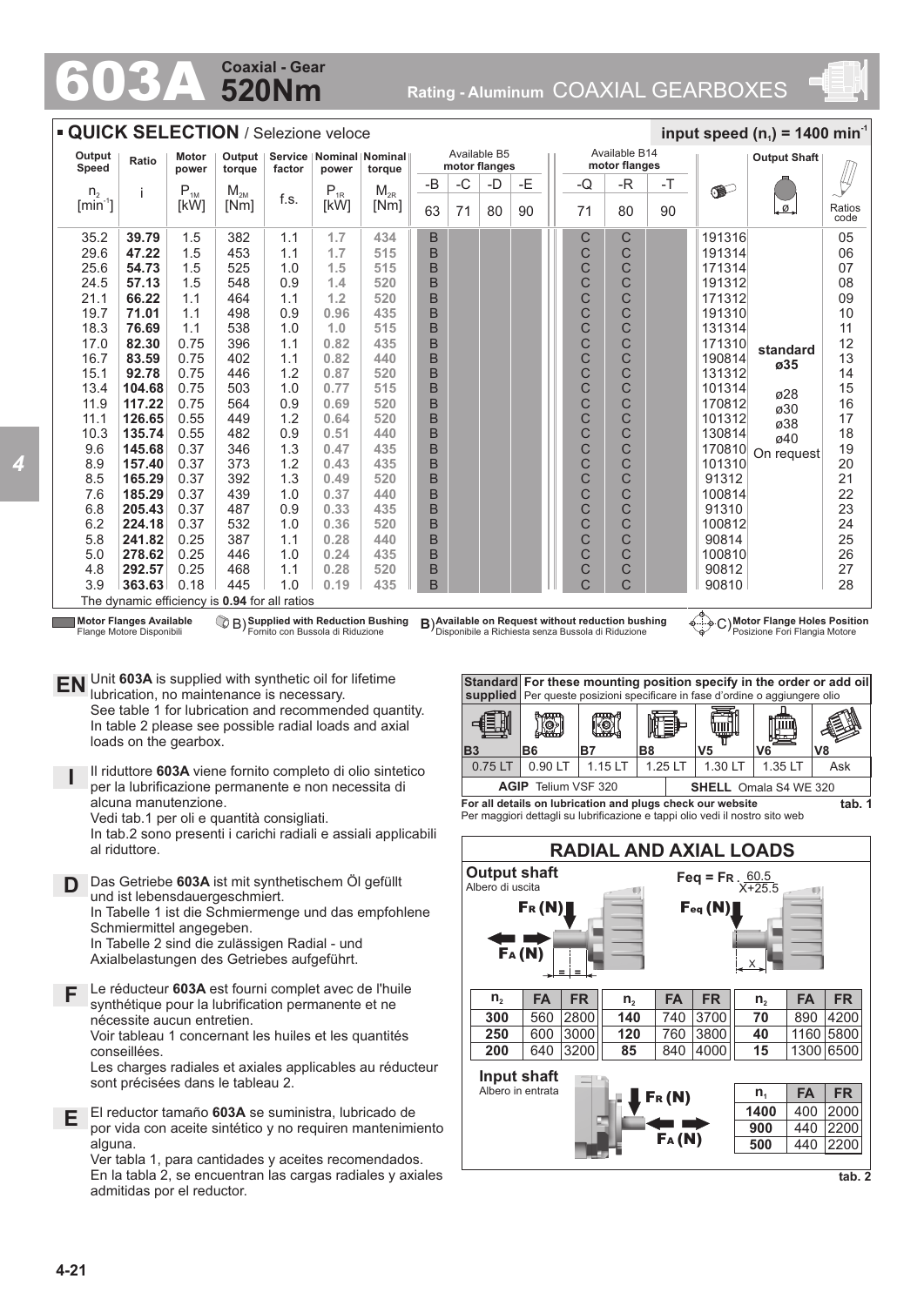# 603A Coaxial - Gear 520Nm

Rating - Aluminum COAXIAL GEARBOXES

## QUICK SELECTION / Selezione veloce

input speed ($n_1$) = 1400 min$^{-1}$

| Output Speed $n_2$ [min$^{-1}$] | Ratio i | Motor power $P_{1M}$ [kW] | Output torque $M_{2M}$ [Nm] | Service factor f.s. | Nominal power $P_{1R}$ [kW] | Nominal torque $M_{2R}$ [Nm] | Available B5 motor flanges -B 63 | -C 71 | -D 80 | -E 90 | Available B14 motor flanges -Q 71 | -R 80 | -T 90 | | Output Shaft | Ratios code |
|---|---|---|---|---|---|---|---|---|---|---|---|---|---|---|---|---|
| 35.2 | **39.79** | 1.5 | 382 | 1.1 | 1.7 | 434 | B | | | | C | C | | 191316 | standard ø35 | 05 |
| 29.6 | **47.22** | 1.5 | 453 | 1.1 | 1.7 | 515 | B | | | | C | C | | 191314 | | 06 |
| 25.6 | **54.73** | 1.5 | 525 | 1.0 | 1.5 | 515 | B | | | | C | C | | 171314 | | 07 |
| 24.5 | **57.13** | 1.5 | 548 | 0.9 | 1.4 | 520 | B | | | | C | C | | 191312 | | 08 |
| 21.1 | **66.22** | 1.1 | 464 | 1.1 | 1.2 | 520 | B | | | | C | C | | 171312 | | 09 |
| 19.7 | **71.01** | 1.1 | 498 | 0.9 | 0.96 | 435 | B | | | | C | C | | 191310 | | 10 |
| 18.3 | **76.69** | 1.1 | 538 | 1.0 | 1.0 | 515 | B | | | | C | C | | 131314 | | 11 |
| 17.0 | **82.30** | 0.75 | 396 | 1.1 | 0.82 | 435 | B | | | | C | C | | 171310 | | 12 |
| 16.7 | **83.59** | 0.75 | 402 | 1.1 | 0.82 | 440 | B | | | | C | C | | 190814 | | 13 |
| 15.1 | **92.78** | 0.75 | 446 | 1.2 | 0.87 | 520 | B | | | | C | C | | 131312 | | 14 |
| 13.4 | **104.68** | 0.75 | 503 | 1.0 | 0.77 | 515 | B | | | | C | C | | 101314 | ø28 ø30 ø38 ø40 On request | 15 |
| 11.9 | **117.22** | 0.75 | 564 | 0.9 | 0.69 | 520 | B | | | | C | C | | 170812 | | 16 |
| 11.1 | **126.65** | 0.55 | 449 | 1.2 | 0.64 | 520 | B | | | | C | C | | 101312 | | 17 |
| 10.3 | **135.74** | 0.55 | 482 | 0.9 | 0.51 | 440 | B | | | | C | C | | 130814 | | 18 |
| 9.6 | **145.68** | 0.37 | 346 | 1.3 | 0.47 | 435 | B | | | | C | C | | 170810 | | 19 |
| 8.9 | **157.40** | 0.37 | 373 | 1.2 | 0.43 | 435 | B | | | | C | C | | 101310 | | 20 |
| 8.5 | **165.29** | 0.37 | 392 | 1.3 | 0.49 | 520 | B | | | | C | C | | 91312 | | 21 |
| 7.6 | **185.29** | 0.37 | 439 | 1.0 | 0.37 | 440 | B | | | | C | C | | 100814 | | 22 |
| 6.8 | **205.43** | 0.37 | 487 | 0.9 | 0.33 | 435 | B | | | | C | C | | 91310 | | 23 |
| 6.2 | **224.18** | 0.37 | 532 | 1.0 | 0.36 | 520 | B | | | | C | C | | 100812 | | 24 |
| 5.8 | **241.82** | 0.25 | 387 | 1.1 | 0.28 | 440 | B | | | | C | C | | 90814 | | 25 |
| 5.0 | **278.62** | 0.25 | 446 | 1.0 | 0.24 | 435 | B | | | | C | C | | 100810 | | 26 |
| 4.8 | **292.57** | 0.25 | 468 | 1.1 | 0.28 | 520 | B | | | | C | C | | 90812 | | 27 |
| 3.9 | **363.63** | 0.18 | 445 | 1.0 | 0.19 | 435 | B | | | | C | C | | 90810 | | 28 |

The dynamic efficiency is **0.94** for all ratios

**Motor Flanges Available** / Flange Motore Disponibili — B) **Supplied with Reduction Bushing** / Fornito con Bussola di Riduzione — B) **Available on Request without reduction bushing** / Disponibile a Richiesta senza Bussola di Riduzione — C) **Motor Flange Holes Position** / Posizione Fori Flangia Motore

**EN** Unit **603A** is supplied with synthetic oil for lifetime lubrication, no maintenance is necessary.
See table 1 for lubrication and recommended quantity.
In table 2 please see possible radial loads and axial loads on the gearbox.

**I** Il riduttore **603A** viene fornito completo di olio sintetico per la lubrificazione permanente e non necessita di alcuna manutenzione.
Vedi tab.1 per oli e quantità consigliati.
In tab.2 sono presenti i carichi radiali e assiali applicabili al riduttore.

**D** Das Getriebe **603A** ist mit synthetischem Öl gefüllt und ist lebensdauergeschmiert.
In Tabelle 1 ist die Schmiermenge und das empfohlene Schmiermittel angegeben.
In Tabelle 2 sind die zulässigen Radial - und Axialbelastungen des Getriebes aufgeführt.

**F** Le réducteur **603A** est fourni complet avec de l'huile synthétique pour la lubrification permanente et ne nécessite aucun entretien.
Voir tableau 1 concernant les huiles et les quantités conseillées.
Les charges radiales et axiales applicables au réducteur sont précisées dans le tableau 2.

**E** El reductor tamaño **603A** se suministra, lubricado de por vida con aceite sintético y no requiren mantenimiento alguna.
Ver tabla 1, para cantidades y aceites recomendados.
En la tabla 2, se encuentran las cargas radiales y axiales admitidas por el reductor.

| **Standard supplied** | **For these mounting position specify in the order or add oil** / Per queste posizioni specificare in fase d'ordine o aggiungere olio | | | | | |
|---|---|---|---|---|---|---|
| **B3** | **B6** | **B7** | **B8** | **V5** | **V6** | **V8** |
| 0.75 LT | 0.90 LT | 1.15 LT | 1.25 LT | 1.30 LT | 1.35 LT | Ask |
| **AGIP** Telium VSF 320 | | | | **SHELL** Omala S4 WE 320 | | |

**For all details on lubrication and plugs check our website**
Per maggiori dettagli su lubrificazione e tappi olio vedi il nostro sito web — **tab. 1**

## RADIAL AND AXIAL LOADS

**Output shaft** / Albero di uscita

$$F_{eq} = F_R \cdot \frac{60.5}{X+25.5}$$

| $n_2$ | FA | FR | $n_2$ | FA | FR | $n_2$ | FA | FR |
|---|---|---|---|---|---|---|---|---|
| **300** | 560 | 2800 | **140** | 740 | 3700 | **70** | 890 | 4200 |
| **250** | 600 | 3000 | **120** | 760 | 3800 | **40** | 1160 | 5800 |
| **200** | 640 | 3200 | **85** | 840 | 4000 | **15** | 1300 | 6500 |

**Input shaft** / Albero in entrata

| $n_1$ | FA | FR |
|---|---|---|
| **1400** | 400 | 2000 |
| **900** | 440 | 2200 |
| **500** | 440 | 2200 |

**tab. 2**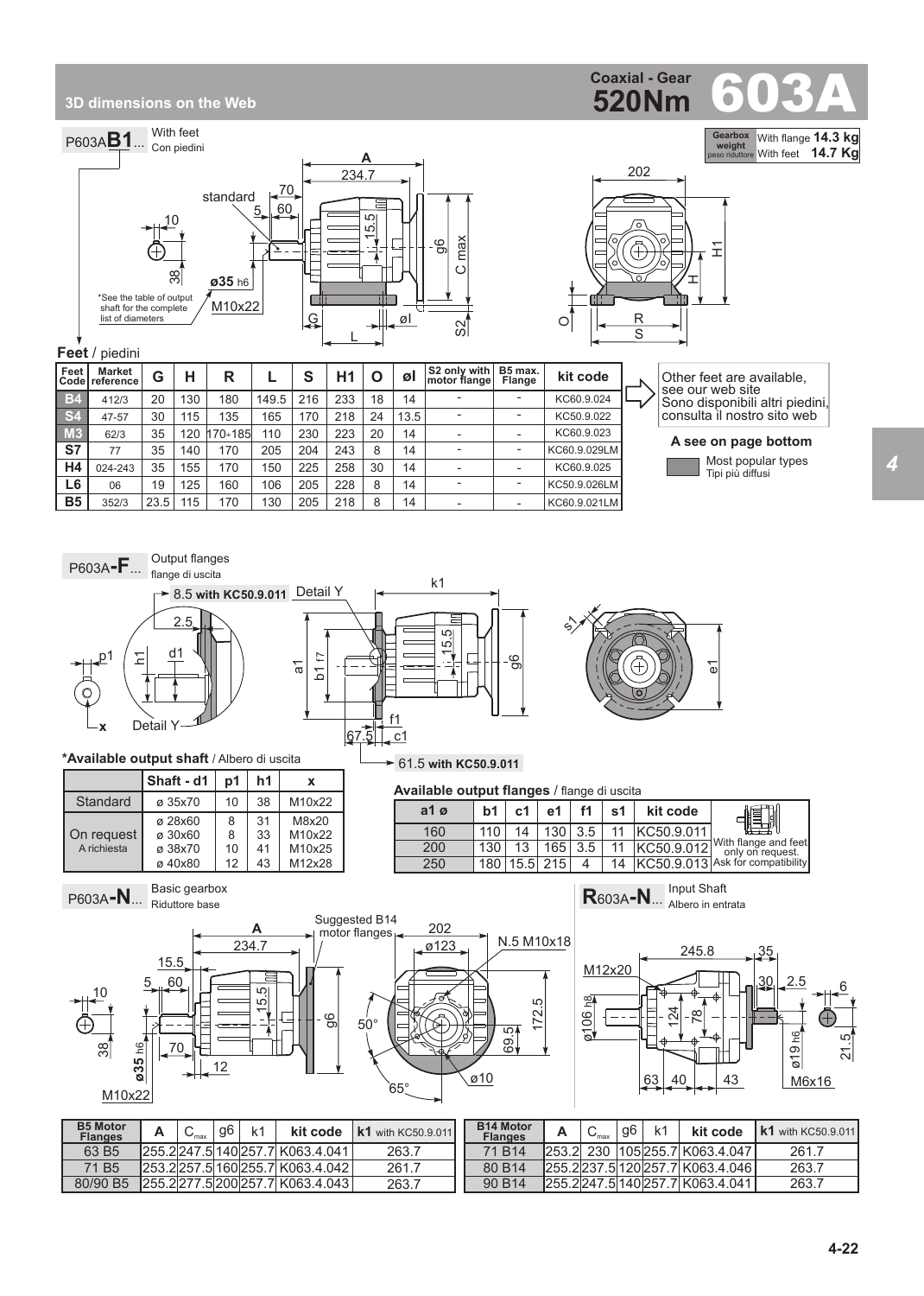3D dimensions on the Web

# Coaxial - Gear 520Nm 603A

## P603A**B1**... With feet / Con piedini

| Gearbox weight / peso riduttore | |
|---|---|
| With flange | 14.3 kg |
| With feet | 14.7 Kg |

*See the table of output shaft for the complete list of diameters

A 234.7, standard 70, 5, 60, 10, 38, ø35 h6, M10x22, 15.5, g6, C max, G, L, øl, S2, 202, H1, H, O, R, S

### Feet / piedini

| Feet Code | Market reference | G | H | R | L | S | H1 | O | øl | S2 only with motor flange | B5 max. Flange | kit code |
|---|---|---|---|---|---|---|---|---|---|---|---|---|
| B4 | 412/3 | 20 | 130 | 180 | 149.5 | 216 | 233 | 18 | 14 | - | - | KC60.9.024 |
| S4 | 47-57 | 30 | 115 | 135 | 165 | 170 | 218 | 24 | 13.5 | - | - | KC50.9.022 |
| M3 | 62/3 | 35 | 120 | 170÷185 | 110 | 230 | 223 | 20 | 14 | - | - | KC60.9.023 |
| S7 | 77 | 35 | 140 | 170 | 205 | 204 | 243 | 8 | 14 | - | - | KC60.9.029LM |
| H4 | 024-243 | 35 | 155 | 170 | 150 | 225 | 258 | 30 | 14 | - | - | KC60.9.025 |
| L6 | 06 | 19 | 125 | 160 | 106 | 205 | 228 | 8 | 14 | - | - | KC50.9.026LM |
| B5 | 352/3 | 23.5 | 115 | 170 | 130 | 205 | 218 | 8 | 14 | - | - | KC60.9.021LM |

Other feet are available, see our web site
Sono disponibili altri piedini, consulta il nostro sito web

**A see on page bottom**

Most popular types
Tipi più diffusi

## P603A-**F**... Output flanges / flange di uscita

8.5 **with KC50.9.011**, Detail Y, 2.5, p1, h1, d1, x, a1, b1 f7, k1, 15.5, g6, s1, e1, f1, c1, 67.5

61.5 **with KC50.9.011**

### *Available output shaft / Albero di uscita

| | Shaft - d1 | p1 | h1 | x |
|---|---|---|---|---|
| Standard | ø 35x70 | 10 | 38 | M10x22 |
| On request / A richiesta | ø 28x60 | 8 | 31 | M8x20 |
| | ø 30x60 | 8 | 33 | M10x22 |
| | ø 38x70 | 10 | 41 | M10x25 |
| | ø 40x80 | 12 | 43 | M12x28 |

### Available output flanges / flange di uscita

| a1 ø | b1 | c1 | e1 | f1 | s1 | kit code |
|---|---|---|---|---|---|---|
| 160 | 110 | 14 | 130 | 3.5 | 11 | KC50.9.011 |
| 200 | 130 | 13 | 165 | 3.5 | 11 | KC50.9.012 |
| 250 | 180 | 15.5 | 215 | 4 | 14 | KC50.9.013 |

With flange and feet only on request. Ask for compatibility

## P603A-**N**... Basic gearbox / Riduttore base

A 234.7, 15.5, 5, 60, 10, 38, ø35 h6, 70, 12, M10x22, g6, Suggested B14 motor flanges, 202, ø123, N.5 M10x18, 50°, 172.5, 69.5, ø10, 65°

## **R**603A-**N**... Input Shaft / Albero in entrata

245.8, 35, M12x20, 30, 2.5, 6, ø106 h8, 124, 78, ø19 h6, 21.5, 63, 40, 43, M6x16

| B5 Motor Flanges | A | $C_{max}$ | g6 | k1 | kit code | k1 with KC50.9.011 |
|---|---|---|---|---|---|---|
| 63 B5 | 255.2 | 247.5 | 140 | 257.7 | K063.4.041 | 263.7 |
| 71 B5 | 253.2 | 257.5 | 160 | 255.7 | K063.4.042 | 261.7 |
| 80/90 B5 | 255.2 | 277.5 | 200 | 257.7 | K063.4.043 | 263.7 |

| B14 Motor Flanges | A | $C_{max}$ | g6 | k1 | kit code | k1 with KC50.9.011 |
|---|---|---|---|---|---|---|
| 71 B14 | 253.2 | 230 | 105 | 255.7 | K063.4.047 | 261.7 |
| 80 B14 | 255.2 | 237.5 | 120 | 257.7 | K063.4.046 | 263.7 |
| 90 B14 | 255.2 | 247.5 | 140 | 257.7 | K063.4.041 | 263.7 |